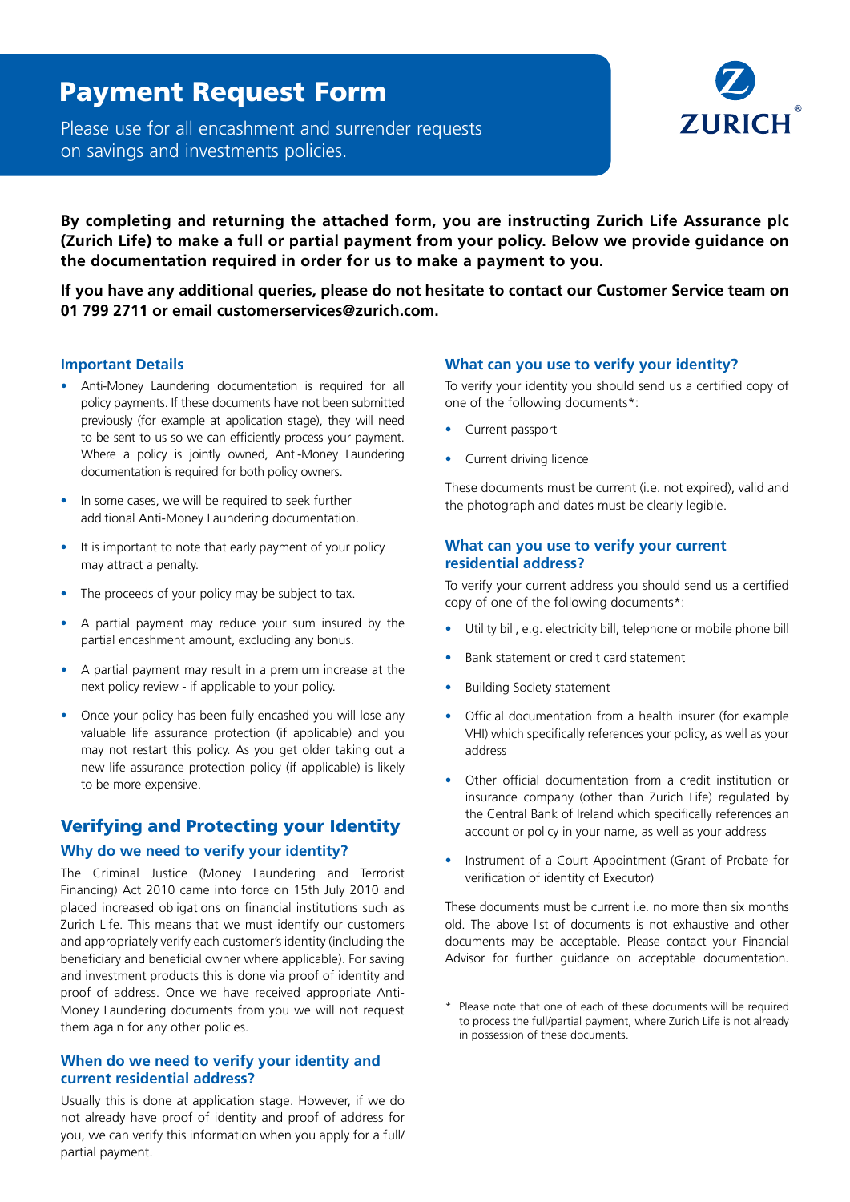# Payment Request Form

Please use for all encashment and surrender requests on savings and investments policies.

ZURICH

**By completing and returning the attached form, you are instructing Zurich Life Assurance plc (Zurich Life) to make a full or partial payment from your policy. Below we provide guidance on the documentation required in order for us to make a payment to you.**

**If you have any additional queries, please do not hesitate to contact our Customer Service team on 01 799 2711 or email customerservices@zurich.com.**

### Important Details

- Anti-Money Laundering documentation is required for all policy payments. If these documents have not been submitted previously (for example at application stage), they will need to be sent to us so we can efficiently process your payment. Where a policy is jointly owned, Anti-Money Laundering documentation is required for both policy owners.
- In some cases, we will be required to seek further additional Anti-Money Laundering documentation.
- It is important to note that early payment of your policy may attract a penalty.
- The proceeds of your policy may be subject to tax.
- A partial payment may reduce your sum insured by the partial encashment amount, excluding any bonus.
- A partial payment may result in a premium increase at the next policy review - if applicable to your policy.
- Once your policy has been fully encashed you will lose any valuable life assurance protection (if applicable) and you may not restart this policy. As you get older taking out a new life assurance protection policy (if applicable) is likely to be more expensive.

## Verifying and Protecting your Identity

### Why do we need to verify your identity?

The Criminal Justice (Money Laundering and Terrorist Financing) Act 2010 came into force on 15th July 2010 and placed increased obligations on financial institutions such as Zurich Life. This means that we must identify our customers and appropriately verify each customer's identity (including the beneficiary and beneficial owner where applicable). For saving and investment products this is done via proof of identity and proof of address. Once we have received appropriate Anti-Money Laundering documents from you we will not request them again for any other policies.

### When do we need to verify your identity and current residential address?

Usually this is done at application stage. However, if we do not already have proof of identity and proof of address for you, we can verify this information when you apply for a full/partial payment.

### What can you use to verify your identity?

To verify your identity you should send us a certified copy of one of the following documents*:

- Current passport
- Current driving licence

These documents must be current (i.e. not expired), valid and the photograph and dates must be clearly legible.

### What can you use to verify your current residential address?

To verify your current address you should send us a certified copy of one of the following documents*:

- Utility bill, e.g. electricity bill, telephone or mobile phone bill
- Bank statement or credit card statement
- Building Society statement
- Official documentation from a health insurer (for example VHI) which specifically references your policy, as well as your address
- Other official documentation from a credit institution or insurance company (other than Zurich Life) regulated by the Central Bank of Ireland which specifically references an account or policy in your name, as well as your address
- Instrument of a Court Appointment (Grant of Probate for verification of identity of Executor)

These documents must be current i.e. no more than six months old. The above list of documents is not exhaustive and other documents may be acceptable. Please contact your Financial Advisor for further guidance on acceptable documentation.

\* Please note that one of each of these documents will be required to process the full/partial payment, where Zurich Life is not already in possession of these documents.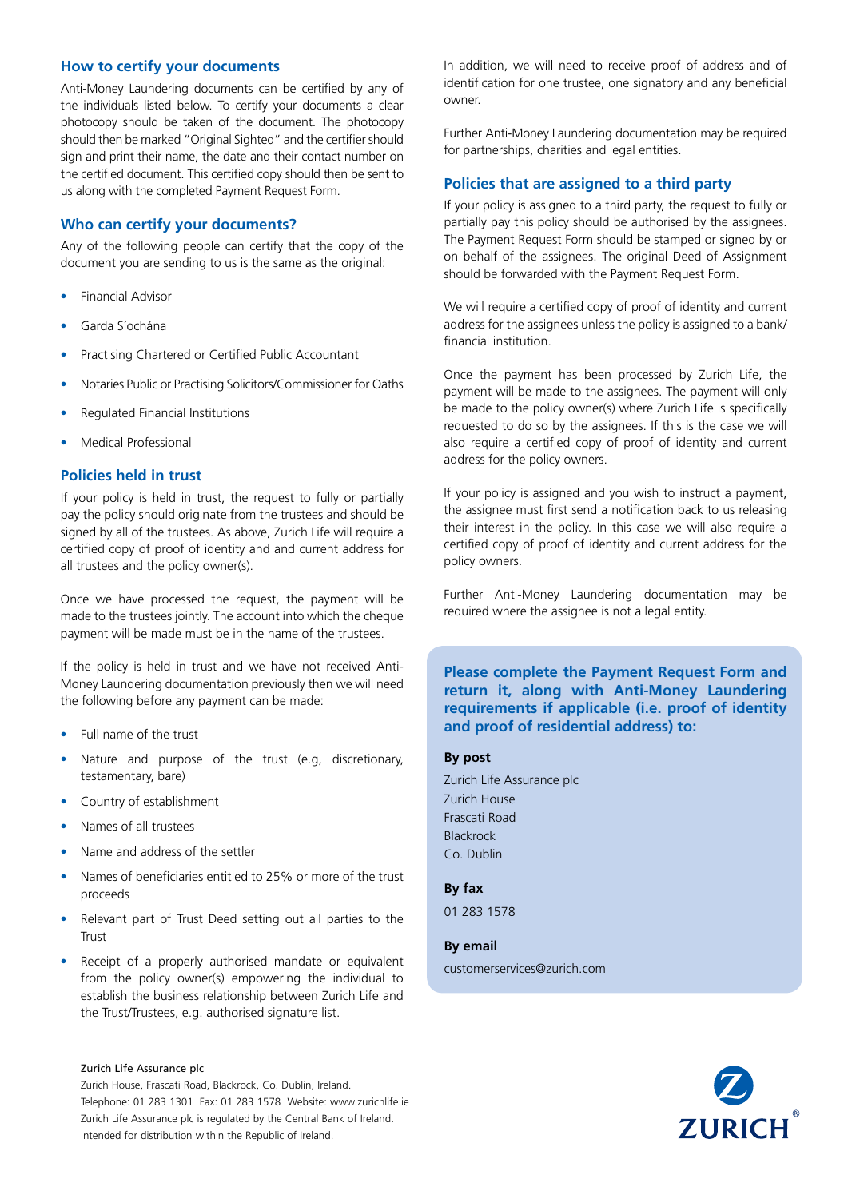## How to certify your documents

Anti-Money Laundering documents can be certified by any of the individuals listed below. To certify your documents a clear photocopy should be taken of the document. The photocopy should then be marked "Original Sighted" and the certifier should sign and print their name, the date and their contact number on the certified document. This certified copy should then be sent to us along with the completed Payment Request Form.

## Who can certify your documents?

Any of the following people can certify that the copy of the document you are sending to us is the same as the original:

- Financial Advisor
- Garda Síochána
- Practising Chartered or Certified Public Accountant
- Notaries Public or Practising Solicitors/Commissioner for Oaths
- Regulated Financial Institutions
- Medical Professional

## Policies held in trust

If your policy is held in trust, the request to fully or partially pay the policy should originate from the trustees and should be signed by all of the trustees. As above, Zurich Life will require a certified copy of proof of identity and and current address for all trustees and the policy owner(s).

Once we have processed the request, the payment will be made to the trustees jointly. The account into which the cheque payment will be made must be in the name of the trustees.

If the policy is held in trust and we have not received Anti-Money Laundering documentation previously then we will need the following before any payment can be made:

- Full name of the trust
- Nature and purpose of the trust (e.g, discretionary, testamentary, bare)
- Country of establishment
- Names of all trustees
- Name and address of the settler
- Names of beneficiaries entitled to 25% or more of the trust proceeds
- Relevant part of Trust Deed setting out all parties to the Trust
- Receipt of a properly authorised mandate or equivalent from the policy owner(s) empowering the individual to establish the business relationship between Zurich Life and the Trust/Trustees, e.g. authorised signature list.

In addition, we will need to receive proof of address and of identification for one trustee, one signatory and any beneficial owner.

Further Anti-Money Laundering documentation may be required for partnerships, charities and legal entities.

## Policies that are assigned to a third party

If your policy is assigned to a third party, the request to fully or partially pay this policy should be authorised by the assignees. The Payment Request Form should be stamped or signed by or on behalf of the assignees. The original Deed of Assignment should be forwarded with the Payment Request Form.

We will require a certified copy of proof of identity and current address for the assignees unless the policy is assigned to a bank/ financial institution.

Once the payment has been processed by Zurich Life, the payment will be made to the assignees. The payment will only be made to the policy owner(s) where Zurich Life is specifically requested to do so by the assignees. If this is the case we will also require a certified copy of proof of identity and current address for the policy owners.

If your policy is assigned and you wish to instruct a payment, the assignee must first send a notification back to us releasing their interest in the policy. In this case we will also require a certified copy of proof of identity and current address for the policy owners.

Further Anti-Money Laundering documentation may be required where the assignee is not a legal entity.

**Please complete the Payment Request Form and return it, along with Anti-Money Laundering requirements if applicable (i.e. proof of identity and proof of residential address) to:**

**By post**

Zurich Life Assurance plc
Zurich House
Frascati Road
Blackrock
Co. Dublin

**By fax**

01 283 1578

**By email**

customerservices@zurich.com

Zurich Life Assurance plc
Zurich House, Frascati Road, Blackrock, Co. Dublin, Ireland.
Telephone: 01 283 1301 Fax: 01 283 1578 Website: www.zurichlife.ie
Zurich Life Assurance plc is regulated by the Central Bank of Ireland.
Intended for distribution within the Republic of Ireland.

ZURICH®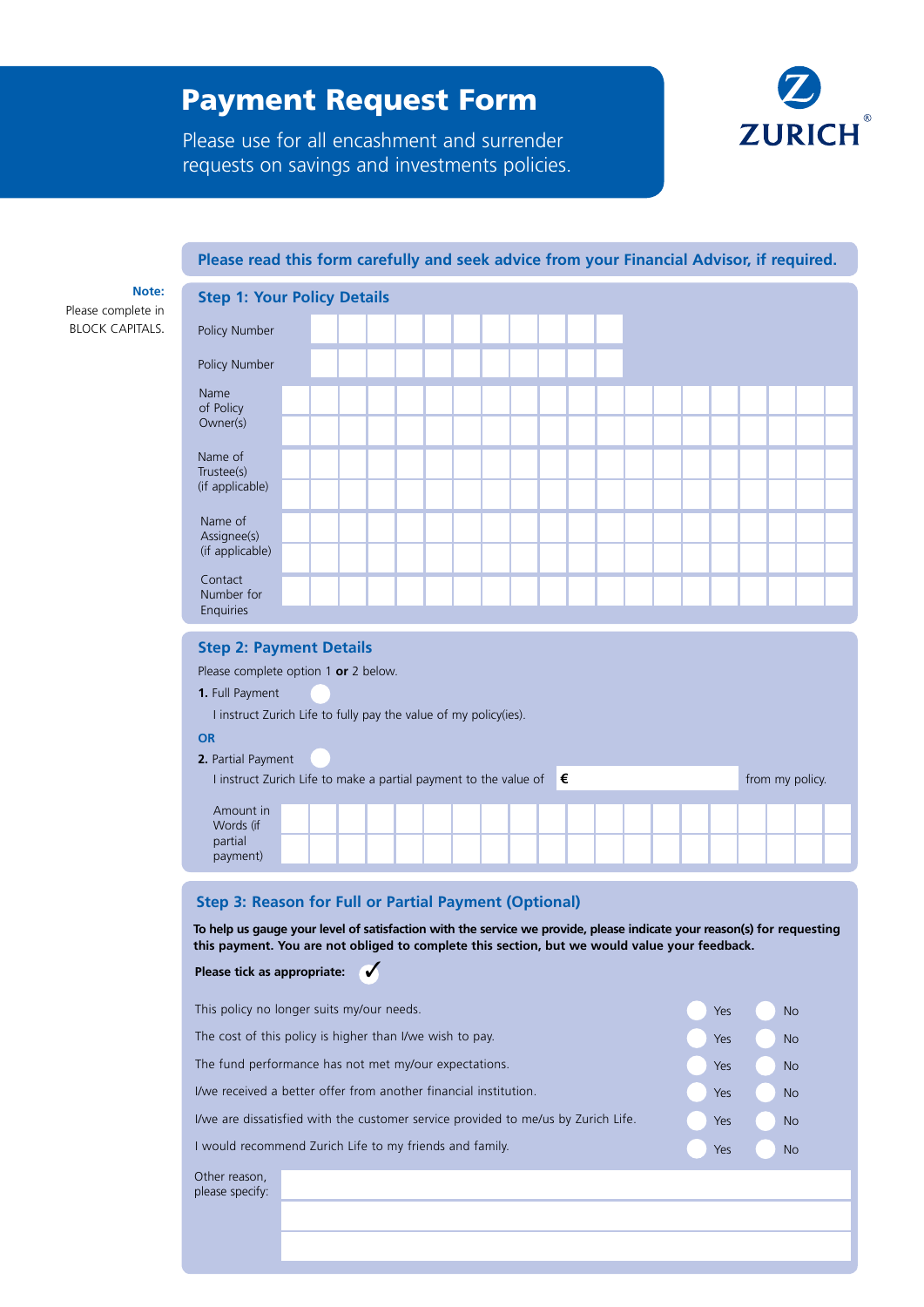# Payment Request Form

Please use for all encashment and surrender requests on savings and investments policies.

ZURICH

**Please read this form carefully and seek advice from your Financial Advisor, if required.**

**Note:** Please complete in BLOCK CAPITALS.

## Step 1: Your Policy Details

Policy Number

Policy Number

Name of Policy Owner(s)

Name of Trustee(s) (if applicable)

Name of Assignee(s) (if applicable)

Contact Number for Enquiries

## Step 2: Payment Details

Please complete option 1 **or** 2 below.

**1.** Full Payment

I instruct Zurich Life to fully pay the value of my policy(ies).

**OR**

**2.** Partial Payment

I instruct Zurich Life to make a partial payment to the value of € from my policy.

Amount in Words (if partial payment)

## Step 3: Reason for Full or Partial Payment (Optional)

**To help us gauge your level of satisfaction with the service we provide, please indicate your reason(s) for requesting this payment. You are not obliged to complete this section, but we would value your feedback.**

**Please tick as appropriate:** ✓

| | | |
|---|---|---|
| This policy no longer suits my/our needs. | Yes | No |
| The cost of this policy is higher than I/we wish to pay. | Yes | No |
| The fund performance has not met my/our expectations. | Yes | No |
| I/we received a better offer from another financial institution. | Yes | No |
| I/we are dissatisfied with the customer service provided to me/us by Zurich Life. | Yes | No |
| I would recommend Zurich Life to my friends and family. | Yes | No |

Other reason, please specify: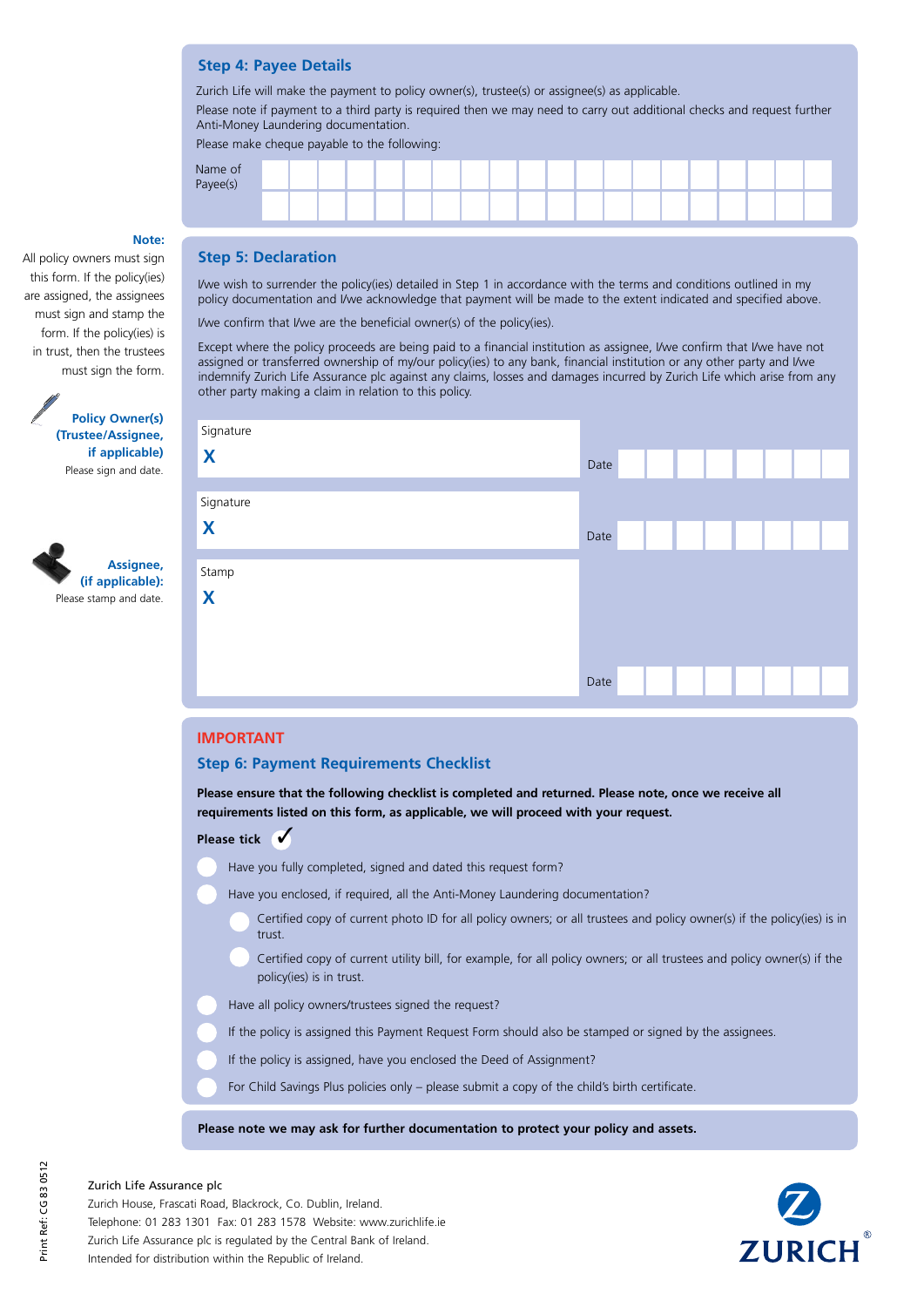## Step 4: Payee Details

Zurich Life will make the payment to policy owner(s), trustee(s) or assignee(s) as applicable.

Please note if payment to a third party is required then we may need to carry out additional checks and request further Anti-Money Laundering documentation.

Please make cheque payable to the following:

Name of Payee(s)

**Note:**

All policy owners must sign this form. If the policy(ies) are assigned, the assignees must sign and stamp the form. If the policy(ies) is in trust, then the trustees must sign the form.

**Policy Owner(s) (Trustee/Assignee, if applicable)**
Please sign and date.

**Assignee, (if applicable):**
Please stamp and date.

## Step 5: Declaration

I/we wish to surrender the policy(ies) detailed in Step 1 in accordance with the terms and conditions outlined in my policy documentation and I/we acknowledge that payment will be made to the extent indicated and specified above.

I/we confirm that I/we are the beneficial owner(s) of the policy(ies).

Except where the policy proceeds are being paid to a financial institution as assignee, I/we confirm that I/we have not assigned or transferred ownership of my/our policy(ies) to any bank, financial institution or any other party and I/we indemnify Zurich Life Assurance plc against any claims, losses and damages incurred by Zurich Life which arise from any other party making a claim in relation to this policy.

Signature
**X**
Date

Signature
**X**
Date

Stamp
**X**
Date

**IMPORTANT**

## Step 6: Payment Requirements Checklist

**Please ensure that the following checklist is completed and returned. Please note, once we receive all requirements listed on this form, as applicable, we will proceed with your request.**

**Please tick** ✓

- Have you fully completed, signed and dated this request form?
- Have you enclosed, if required, all the Anti-Money Laundering documentation?
  - Certified copy of current photo ID for all policy owners; or all trustees and policy owner(s) if the policy(ies) is in trust.
  - Certified copy of current utility bill, for example, for all policy owners; or all trustees and policy owner(s) if the policy(ies) is in trust.
- Have all policy owners/trustees signed the request?
- If the policy is assigned this Payment Request Form should also be stamped or signed by the assignees.
- If the policy is assigned, have you enclosed the Deed of Assignment?
- For Child Savings Plus policies only – please submit a copy of the child's birth certificate.

**Please note we may ask for further documentation to protect your policy and assets.**

Print Ref: CG 83 0512

Zurich Life Assurance plc
Zurich House, Frascati Road, Blackrock, Co. Dublin, Ireland.
Telephone: 01 283 1301 Fax: 01 283 1578 Website: www.zurichlife.ie
Zurich Life Assurance plc is regulated by the Central Bank of Ireland.
Intended for distribution within the Republic of Ireland.

ZURICH®